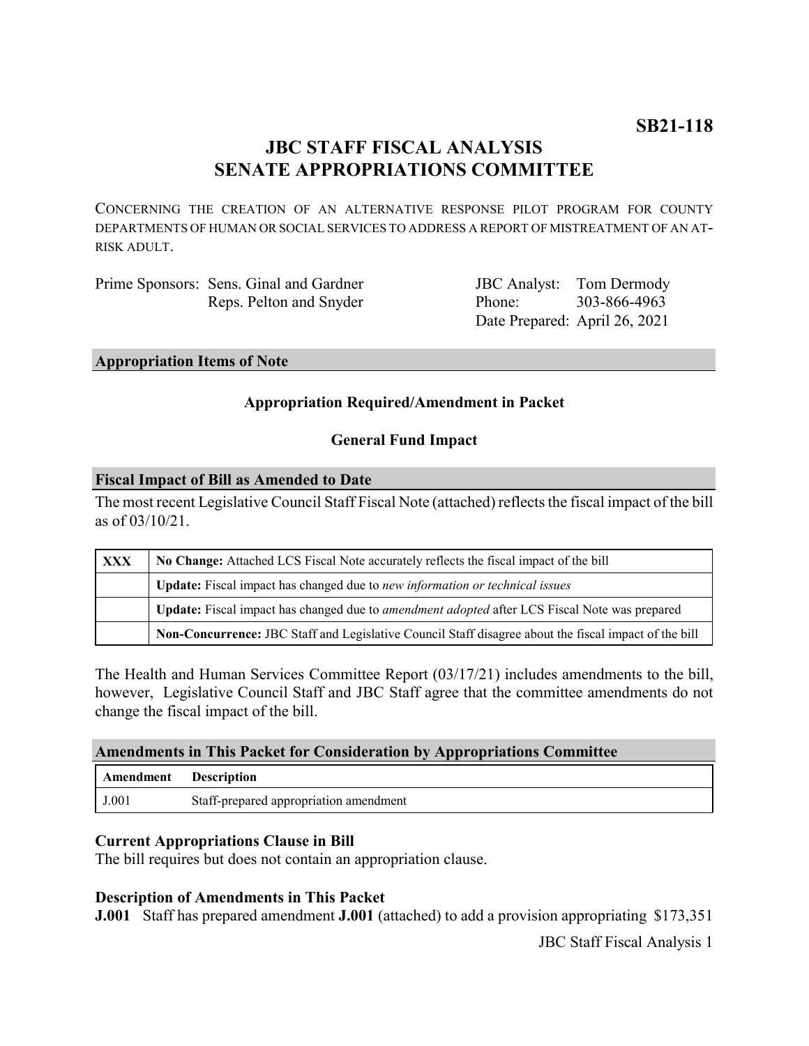**SB21-118**

# JBC STAFF FISCAL ANALYSIS
# SENATE APPROPRIATIONS COMMITTEE

CONCERNING THE CREATION OF AN ALTERNATIVE RESPONSE PILOT PROGRAM FOR COUNTY DEPARTMENTS OF HUMAN OR SOCIAL SERVICES TO ADDRESS A REPORT OF MISTREATMENT OF AN AT-RISK ADULT.

Prime Sponsors: Sens. Ginal and Gardner
Reps. Pelton and Snyder

JBC Analyst: Tom Dermody
Phone: 303-866-4963
Date Prepared: April 26, 2021

## Appropriation Items of Note

**Appropriation Required/Amendment in Packet**

**General Fund Impact**

## Fiscal Impact of Bill as Amended to Date

The most recent Legislative Council Staff Fiscal Note (attached) reflects the fiscal impact of the bill as of 03/10/21.

| | |
|---|---|
| **XXX** | **No Change:** Attached LCS Fiscal Note accurately reflects the fiscal impact of the bill |
| | **Update:** Fiscal impact has changed due to *new information or technical issues* |
| | **Update:** Fiscal impact has changed due to *amendment adopted* after LCS Fiscal Note was prepared |
| | **Non-Concurrence:** JBC Staff and Legislative Council Staff disagree about the fiscal impact of the bill |

The Health and Human Services Committee Report (03/17/21) includes amendments to the bill, however, Legislative Council Staff and JBC Staff agree that the committee amendments do not change the fiscal impact of the bill.

## Amendments in This Packet for Consideration by Appropriations Committee

| Amendment | Description |
|---|---|
| J.001 | Staff-prepared appropriation amendment |

### Current Appropriations Clause in Bill

The bill requires but does not contain an appropriation clause.

### Description of Amendments in This Packet

**J.001** Staff has prepared amendment **J.001** (attached) to add a provision appropriating $173,351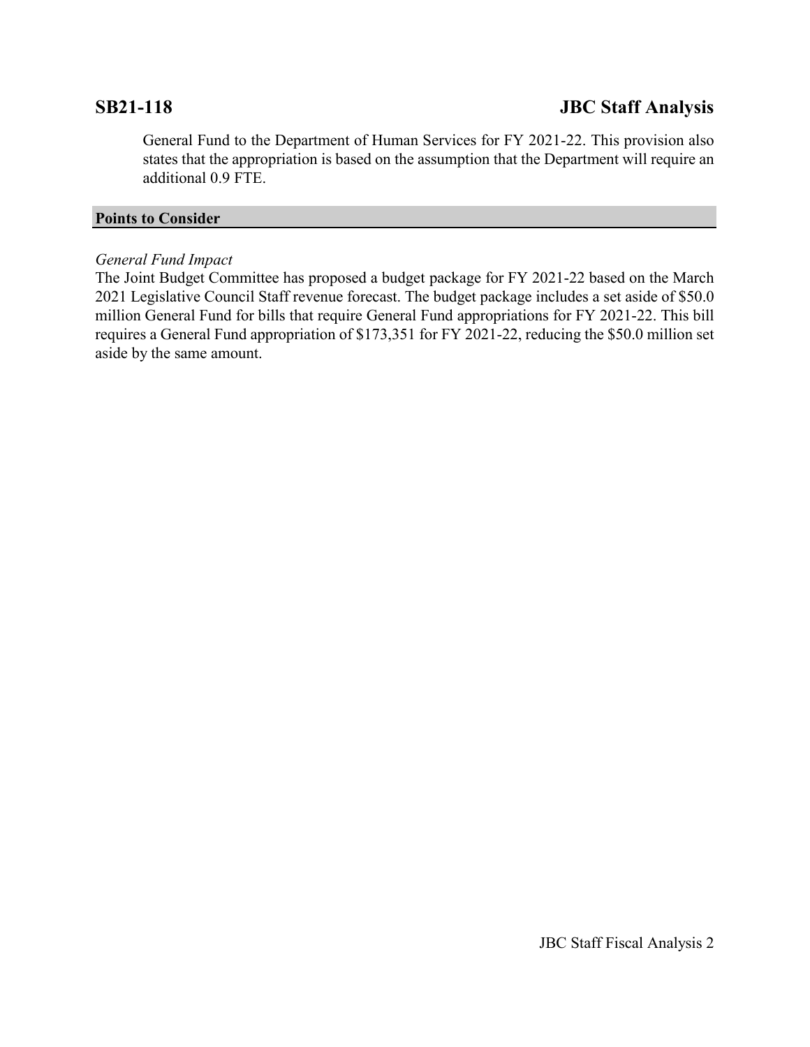General Fund to the Department of Human Services for FY 2021-22. This provision also states that the appropriation is based on the assumption that the Department will require an additional 0.9 FTE.

## Points to Consider

*General Fund Impact*

The Joint Budget Committee has proposed a budget package for FY 2021-22 based on the March 2021 Legislative Council Staff revenue forecast. The budget package includes a set aside of $50.0 million General Fund for bills that require General Fund appropriations for FY 2021-22. This bill requires a General Fund appropriation of $173,351 for FY 2021-22, reducing the $50.0 million set aside by the same amount.